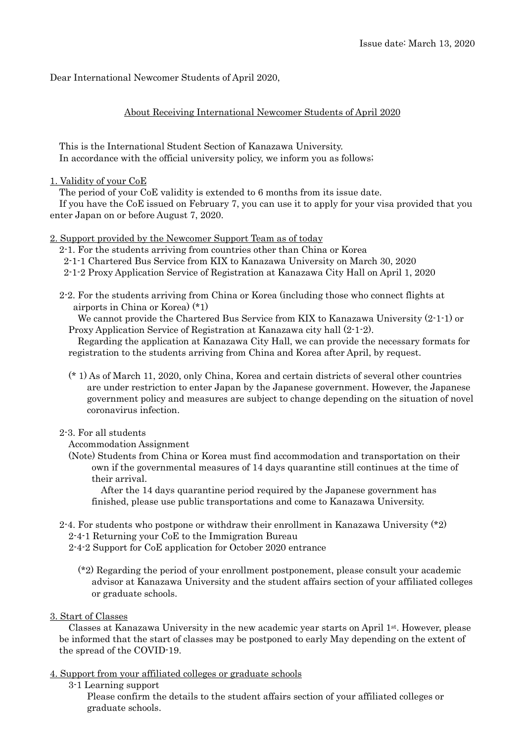Issue date: March 13, 2020

Dear International Newcomer Students of April 2020,

## About Receiving International Newcomer Students of April 2020

This is the International Student Section of Kanazawa University.
In accordance with the official university policy, we inform you as follows;

### 1. Validity of your CoE

The period of your CoE validity is extended to 6 months from its issue date.
If you have the CoE issued on February 7, you can use it to apply for your visa provided that you enter Japan on or before August 7, 2020.

### 2. Support provided by the Newcomer Support Team as of today

2-1. For the students arriving from countries other than China or Korea

2-1-1 Chartered Bus Service from KIX to Kanazawa University on March 30, 2020

2-1-2 Proxy Application Service of Registration at Kanazawa City Hall on April 1, 2020

2-2. For the students arriving from China or Korea (including those who connect flights at airports in China or Korea) (*1)

We cannot provide the Chartered Bus Service from KIX to Kanazawa University (2-1-1) or Proxy Application Service of Registration at Kanazawa city hall (2-1-2).

Regarding the application at Kanazawa City Hall, we can provide the necessary formats for registration to the students arriving from China and Korea after April, by request.

(* 1) As of March 11, 2020, only China, Korea and certain districts of several other countries are under restriction to enter Japan by the Japanese government. However, the Japanese government policy and measures are subject to change depending on the situation of novel coronavirus infection.

2-3. For all students

Accommodation Assignment

(Note) Students from China or Korea must find accommodation and transportation on their own if the governmental measures of 14 days quarantine still continues at the time of their arrival.

After the 14 days quarantine period required by the Japanese government has finished, please use public transportations and come to Kanazawa University.

2-4. For students who postpone or withdraw their enrollment in Kanazawa University (*2)

2-4-1 Returning your CoE to the Immigration Bureau

2-4-2 Support for CoE application for October 2020 entrance

(*2) Regarding the period of your enrollment postponement, please consult your academic advisor at Kanazawa University and the student affairs section of your affiliated colleges or graduate schools.

### 3. Start of Classes

Classes at Kanazawa University in the new academic year starts on April 1st. However, please be informed that the start of classes may be postponed to early May depending on the extent of the spread of the COVID-19.

### 4. Support from your affiliated colleges or graduate schools

3-1 Learning support

Please confirm the details to the student affairs section of your affiliated colleges or graduate schools.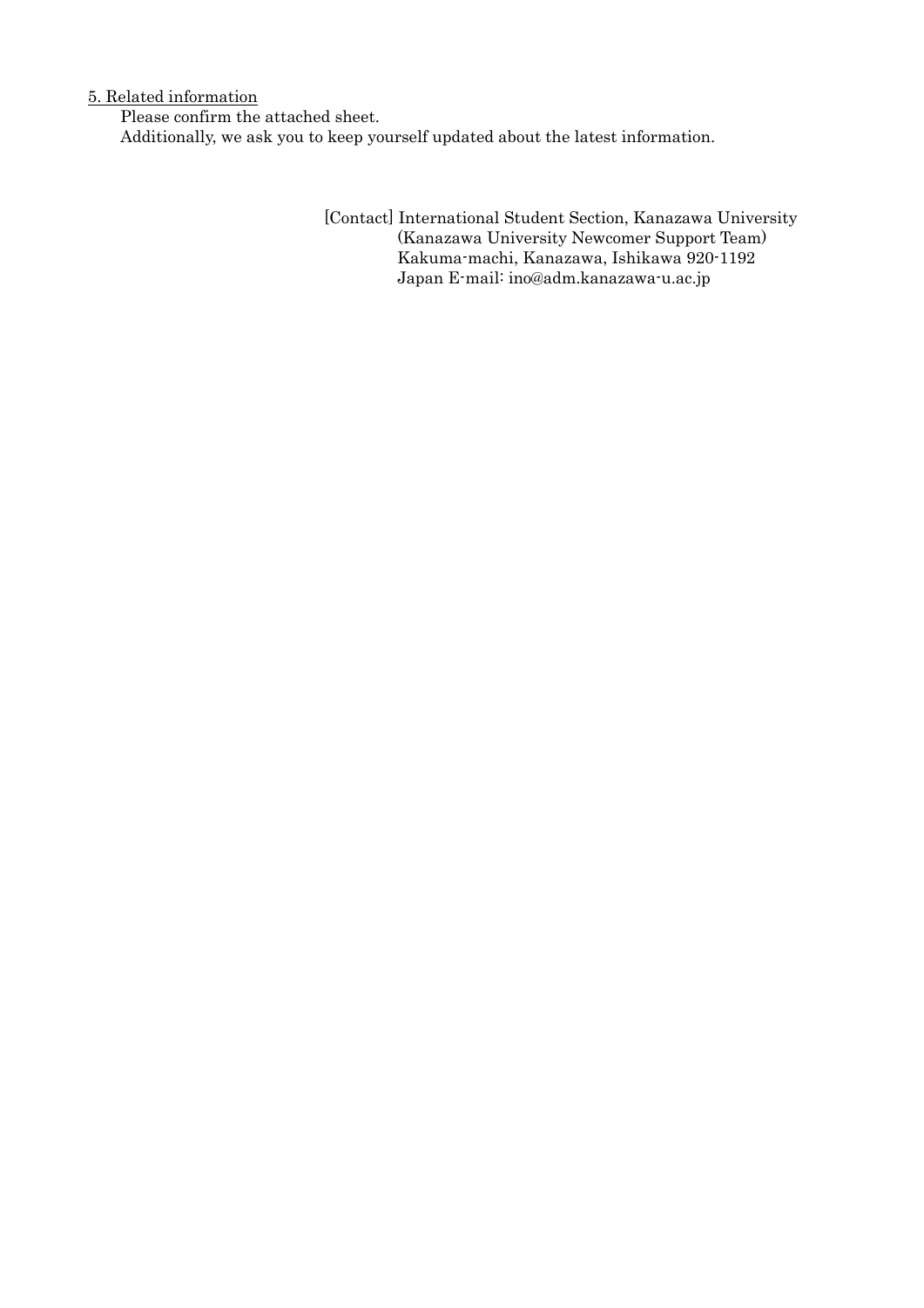5. Related information

Please confirm the attached sheet.
Additionally, we ask you to keep yourself updated about the latest information.

[Contact] International Student Section, Kanazawa University
(Kanazawa University Newcomer Support Team)
Kakuma-machi, Kanazawa, Ishikawa 920-1192
Japan E-mail: ino@adm.kanazawa-u.ac.jp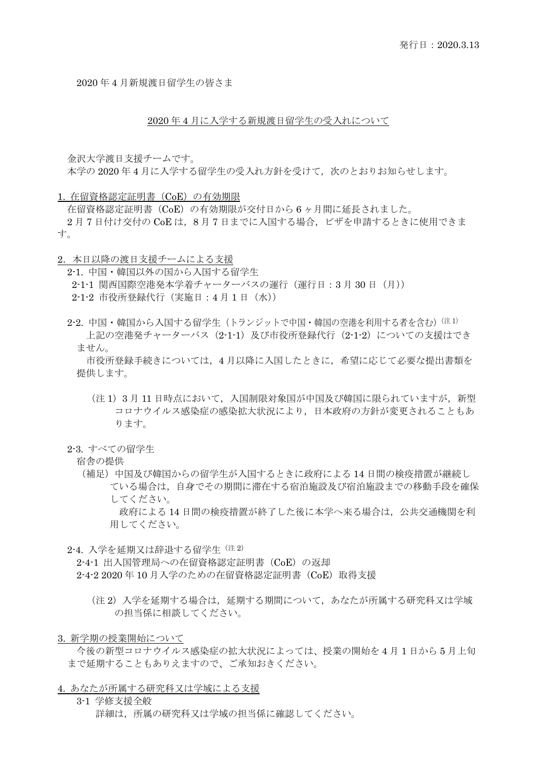発行日：2020.3.13

2020 年 4 月新規渡日留学生の皆さま

## 2020 年 4 月に入学する新規渡日留学生の受入れについて

金沢大学渡日支援チームです。

本学の 2020 年 4 月に入学する留学生の受入れ方針を受けて，次のとおりお知らせします。

### 1. 在留資格認定証明書（CoE）の有効期限

在留資格認定証明書（CoE）の有効期限が交付日から 6 ヶ月間に延長されました。

2 月 7 日付け交付の CoE は，8 月 7 日までに入国する場合，ビザを申請するときに使用できます。

### 2. 本日以降の渡日支援チームによる支援

2-1. 中国・韓国以外の国から入国する留学生

2-1-1 関西国際空港発本学着チャーターバスの運行（運行日：3 月 30 日（月））

2-1-2 市役所登録代行（実施日：4 月 1 日（水））

2-2. 中国・韓国から入国する留学生（トランジットで中国・韓国の空港を利用する者を含む）(注 1)

上記の空港発チャーターバス（2-1-1）及び市役所登録代行（2-1-2）についての支援はできません。

市役所登録手続きについては，4 月以降に入国したときに，希望に応じて必要な提出書類を提供します。

（注 1）3 月 11 日時点において，入国制限対象国が中国及び韓国に限られていますが，新型コロナウイルス感染症の感染拡大状況により，日本政府の方針が変更されることもあります。

2-3. すべての留学生

宿舎の提供

（補足）中国及び韓国からの留学生が入国するときに政府による 14 日間の検疫措置が継続している場合は，自身でその期間に滞在する宿泊施設及び宿泊施設までの移動手段を確保してください。

政府による 14 日間の検疫措置が終了した後に本学へ来る場合は，公共交通機関を利用してください。

2-4. 入学を延期又は辞退する留学生 (注 2)

2-4-1 出入国管理局への在留資格認定証明書（CoE）の返却

2-4-2 2020 年 10 月入学のための在留資格認定証明書（CoE）取得支援

（注 2）入学を延期する場合は，延期する期間について，あなたが所属する研究科又は学域の担当係に相談してください。

### 3. 新学期の授業開始について

今後の新型コロナウイルス感染症の拡大状況によっては、授業の開始を 4 月 1 日から 5 月上旬まで延期することもありえますので、ご承知おきください。

### 4. あなたが所属する研究科又は学域による支援

3-1 学修支援全般

詳細は，所属の研究科又は学域の担当係に確認してください。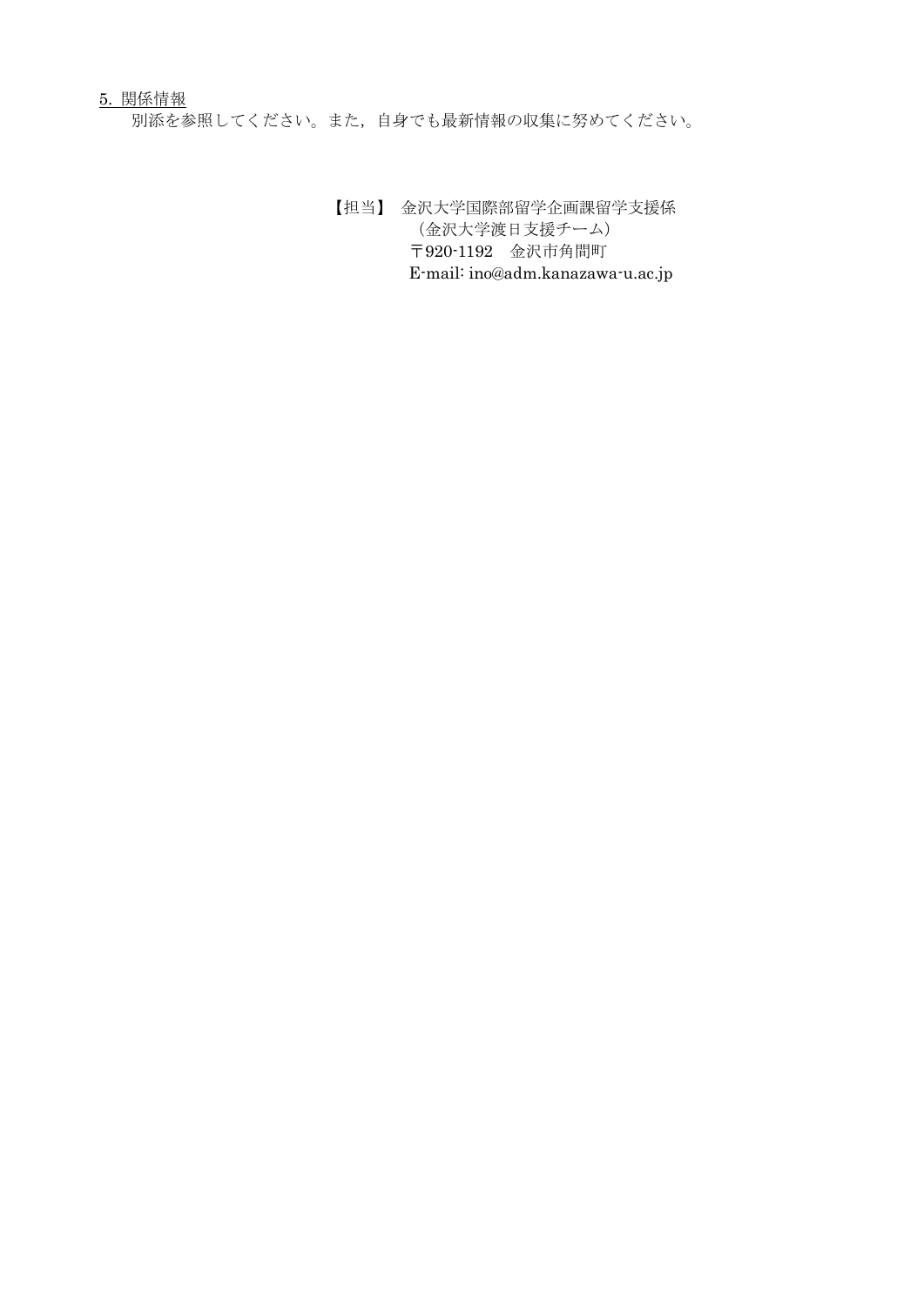5. 関係情報

別添を参照してください。また，自身でも最新情報の収集に努めてください。

【担当】 金沢大学国際部留学企画課留学支援係
（金沢大学渡日支援チーム）
〒920-1192　金沢市角間町
E-mail: ino@adm.kanazawa-u.ac.jp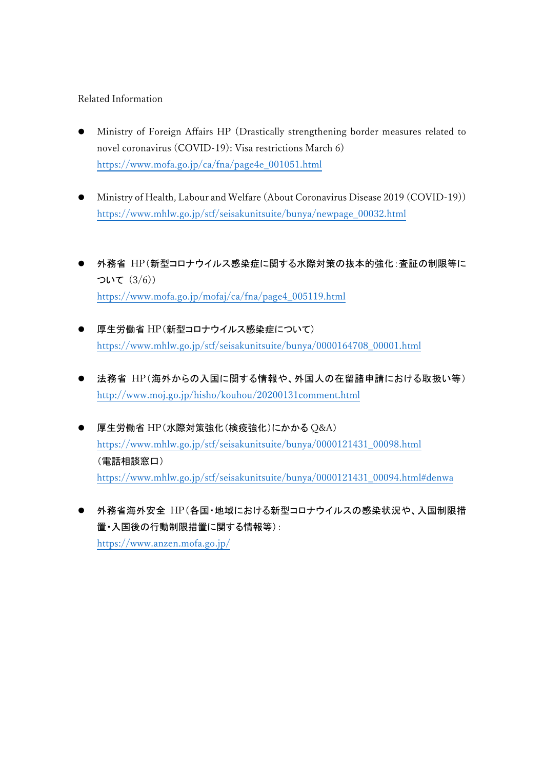Related Information

- Ministry of Foreign Affairs HP (Drastically strengthening border measures related to novel coronavirus (COVID-19): Visa restrictions March 6)
  https://www.mofa.go.jp/ca/fna/page4e_001051.html

- Ministry of Health, Labour and Welfare (About Coronavirus Disease 2019 (COVID-19))
  https://www.mhlw.go.jp/stf/seisakunitsuite/bunya/newpage_00032.html

- 外務省　HP（新型コロナウイルス感染症に関する水際対策の抜本的強化：査証の制限等について（3/6））
  https://www.mofa.go.jp/mofaj/ca/fna/page4_005119.html

- 厚生労働省 HP（新型コロナウイルス感染症について）
  https://www.mhlw.go.jp/stf/seisakunitsuite/bunya/0000164708_00001.html

- 法務省　HP（海外からの入国に関する情報や、外国人の在留諸申請における取扱い等）
  http://www.moj.go.jp/hisho/kouhou/20200131comment.html

- 厚生労働省 HP（水際対策強化（検疫強化）にかかる Q&A）
  https://www.mhlw.go.jp/stf/seisakunitsuite/bunya/0000121431_00098.html
  （電話相談窓口）
  https://www.mhlw.go.jp/stf/seisakunitsuite/bunya/0000121431_00094.html#denwa

- 外務省海外安全　HP（各国・地域における新型コロナウイルスの感染状況や、入国制限措置・入国後の行動制限措置に関する情報等）：
  https://www.anzen.mofa.go.jp/